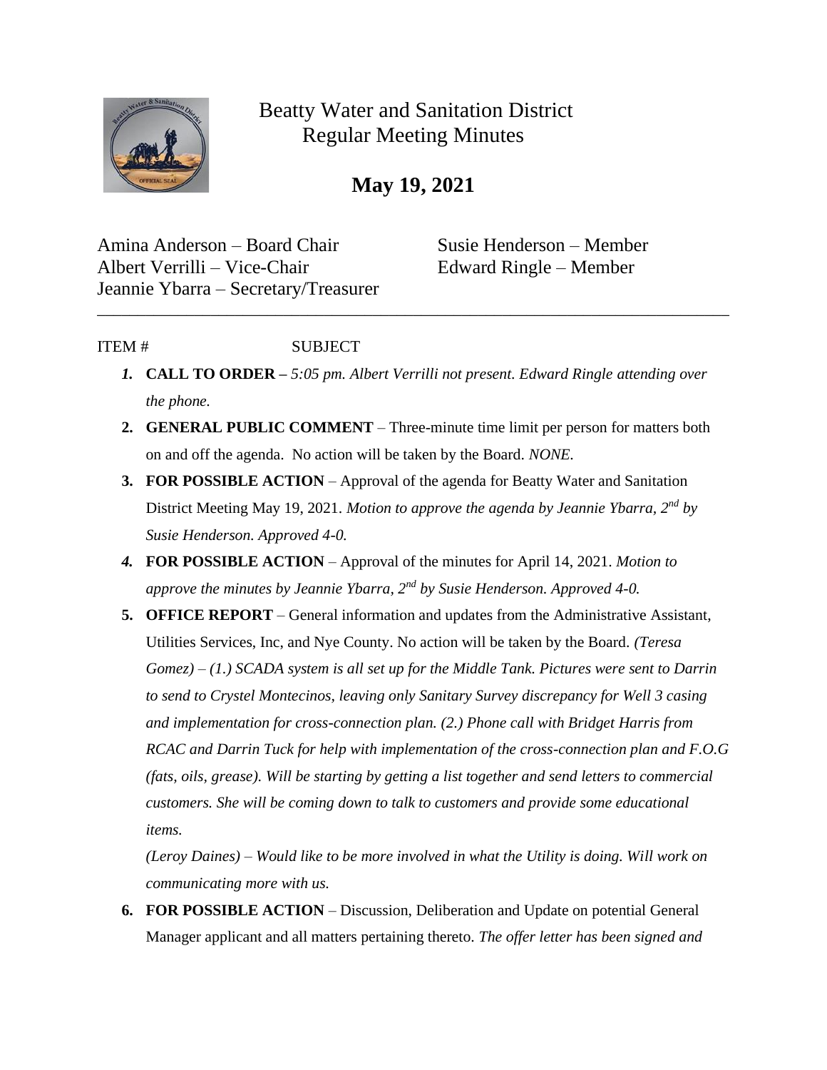# Beatty Water and Sanitation District
## Regular Meeting Minutes

## May 19, 2021

Amina Anderson – Board Chair
Albert Verrilli – Vice-Chair
Jeannie Ybarra – Secretary/Treasurer
Susie Henderson – Member
Edward Ringle – Member

---

ITEM # SUBJECT

1. **CALL TO ORDER –** *5:05 pm. Albert Verrilli not present. Edward Ringle attending over the phone.*
2. **GENERAL PUBLIC COMMENT** – Three-minute time limit per person for matters both on and off the agenda. No action will be taken by the Board. *NONE.*
3. **FOR POSSIBLE ACTION** – Approval of the agenda for Beatty Water and Sanitation District Meeting May 19, 2021. *Motion to approve the agenda by Jeannie Ybarra, 2nd by Susie Henderson. Approved 4-0.*
4. **FOR POSSIBLE ACTION** – Approval of the minutes for April 14, 2021. *Motion to approve the minutes by Jeannie Ybarra, 2nd by Susie Henderson. Approved 4-0.*
5. **OFFICE REPORT** – General information and updates from the Administrative Assistant, Utilities Services, Inc, and Nye County. No action will be taken by the Board. *(Teresa Gomez) – (1.) SCADA system is all set up for the Middle Tank. Pictures were sent to Darrin to send to Crystel Montecinos, leaving only Sanitary Survey discrepancy for Well 3 casing and implementation for cross-connection plan. (2.) Phone call with Bridget Harris from RCAC and Darrin Tuck for help with implementation of the cross-connection plan and F.O.G (fats, oils, grease). Will be starting by getting a list together and send letters to commercial customers. She will be coming down to talk to customers and provide some educational items.*

   *(Leroy Daines) – Would like to be more involved in what the Utility is doing. Will work on communicating more with us.*
6. **FOR POSSIBLE ACTION** – Discussion, Deliberation and Update on potential General Manager applicant and all matters pertaining thereto. *The offer letter has been signed and*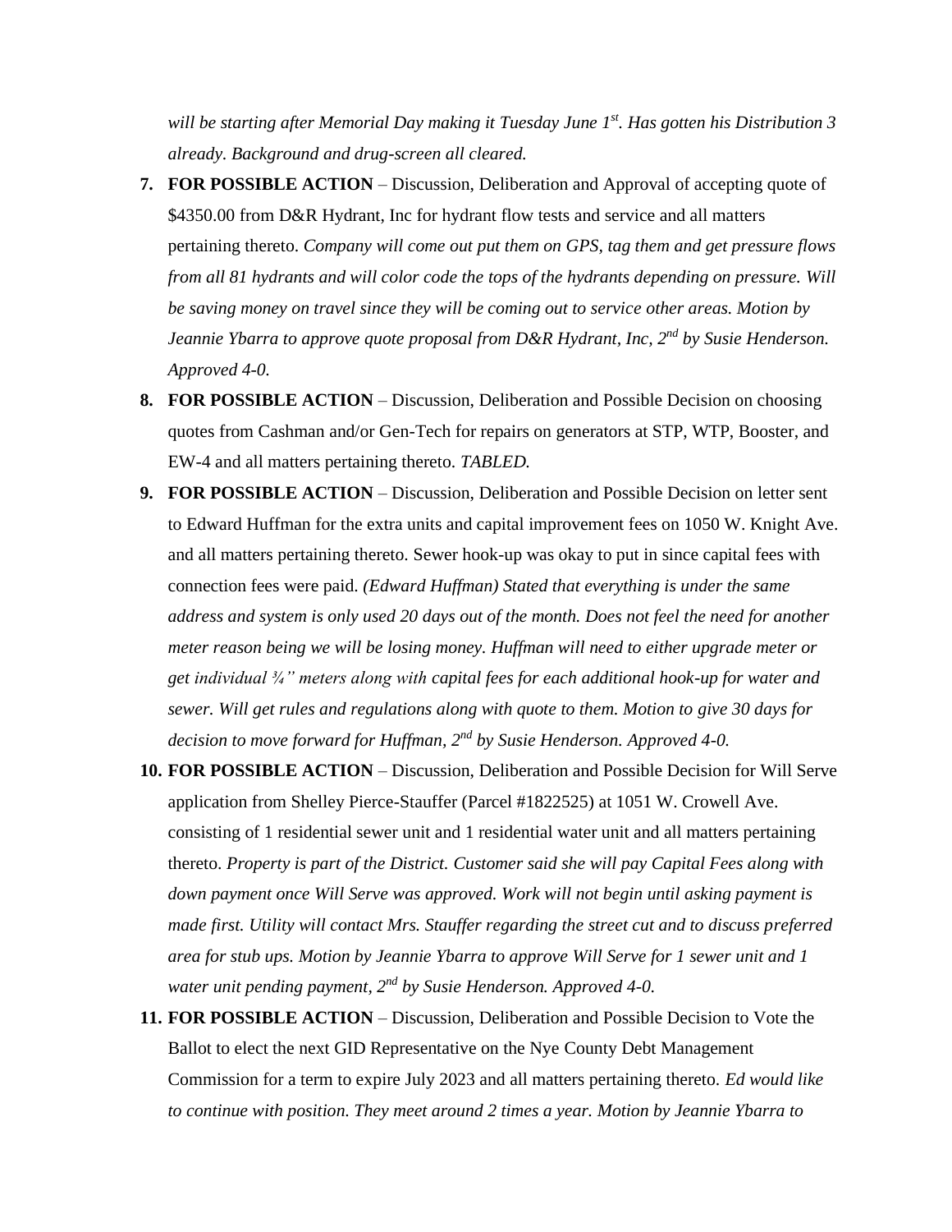*will be starting after Memorial Day making it Tuesday June 1st. Has gotten his Distribution 3 already. Background and drug-screen all cleared.*

7. **FOR POSSIBLE ACTION** – Discussion, Deliberation and Approval of accepting quote of $4350.00 from D&R Hydrant, Inc for hydrant flow tests and service and all matters pertaining thereto. *Company will come out put them on GPS, tag them and get pressure flows from all 81 hydrants and will color code the tops of the hydrants depending on pressure. Will be saving money on travel since they will be coming out to service other areas. Motion by Jeannie Ybarra to approve quote proposal from D&R Hydrant, Inc, 2nd by Susie Henderson. Approved 4-0.*

8. **FOR POSSIBLE ACTION** – Discussion, Deliberation and Possible Decision on choosing quotes from Cashman and/or Gen-Tech for repairs on generators at STP, WTP, Booster, and EW-4 and all matters pertaining thereto. *TABLED.*

9. **FOR POSSIBLE ACTION** – Discussion, Deliberation and Possible Decision on letter sent to Edward Huffman for the extra units and capital improvement fees on 1050 W. Knight Ave. and all matters pertaining thereto. Sewer hook-up was okay to put in since capital fees with connection fees were paid. *(Edward Huffman) Stated that everything is under the same address and system is only used 20 days out of the month. Does not feel the need for another meter reason being we will be losing money. Huffman will need to either upgrade meter or get individual ¾" meters along with capital fees for each additional hook-up for water and sewer. Will get rules and regulations along with quote to them. Motion to give 30 days for decision to move forward for Huffman, 2nd by Susie Henderson. Approved 4-0.*

10. **FOR POSSIBLE ACTION** – Discussion, Deliberation and Possible Decision for Will Serve application from Shelley Pierce-Stauffer (Parcel #1822525) at 1051 W. Crowell Ave. consisting of 1 residential sewer unit and 1 residential water unit and all matters pertaining thereto. *Property is part of the District. Customer said she will pay Capital Fees along with down payment once Will Serve was approved. Work will not begin until asking payment is made first. Utility will contact Mrs. Stauffer regarding the street cut and to discuss preferred area for stub ups. Motion by Jeannie Ybarra to approve Will Serve for 1 sewer unit and 1 water unit pending payment, 2nd by Susie Henderson. Approved 4-0.*

11. **FOR POSSIBLE ACTION** – Discussion, Deliberation and Possible Decision to Vote the Ballot to elect the next GID Representative on the Nye County Debt Management Commission for a term to expire July 2023 and all matters pertaining thereto. *Ed would like to continue with position. They meet around 2 times a year. Motion by Jeannie Ybarra to*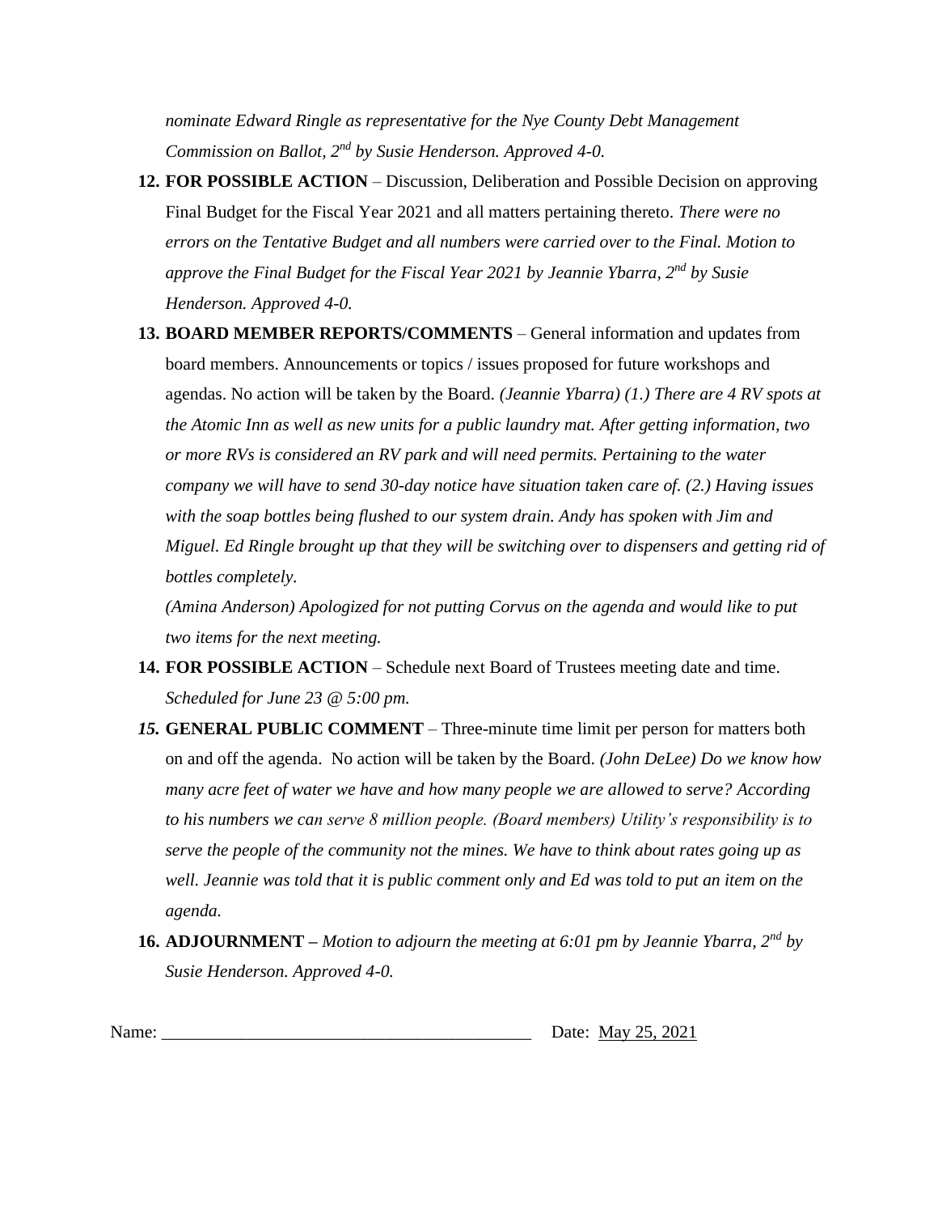*nominate Edward Ringle as representative for the Nye County Debt Management Commission on Ballot, 2nd by Susie Henderson. Approved 4-0.*

12. **FOR POSSIBLE ACTION** – Discussion, Deliberation and Possible Decision on approving Final Budget for the Fiscal Year 2021 and all matters pertaining thereto. *There were no errors on the Tentative Budget and all numbers were carried over to the Final. Motion to approve the Final Budget for the Fiscal Year 2021 by Jeannie Ybarra, 2nd by Susie Henderson. Approved 4-0.*

13. **BOARD MEMBER REPORTS/COMMENTS** – General information and updates from board members. Announcements or topics / issues proposed for future workshops and agendas. No action will be taken by the Board. *(Jeannie Ybarra) (1.) There are 4 RV spots at the Atomic Inn as well as new units for a public laundry mat. After getting information, two or more RVs is considered an RV park and will need permits. Pertaining to the water company we will have to send 30-day notice have situation taken care of. (2.) Having issues with the soap bottles being flushed to our system drain. Andy has spoken with Jim and Miguel. Ed Ringle brought up that they will be switching over to dispensers and getting rid of bottles completely.*

    *(Amina Anderson) Apologized for not putting Corvus on the agenda and would like to put two items for the next meeting.*

14. **FOR POSSIBLE ACTION** – Schedule next Board of Trustees meeting date and time. *Scheduled for June 23 @ 5:00 pm.*

15. **GENERAL PUBLIC COMMENT** – Three-minute time limit per person for matters both on and off the agenda. No action will be taken by the Board. *(John DeLee) Do we know how many acre feet of water we have and how many people we are allowed to serve? According to his numbers we can serve 8 million people. (Board members) Utility's responsibility is to serve the people of the community not the mines. We have to think about rates going up as well. Jeannie was told that it is public comment only and Ed was told to put an item on the agenda.*

16. **ADJOURNMENT –** *Motion to adjourn the meeting at 6:01 pm by Jeannie Ybarra, 2nd by Susie Henderson. Approved 4-0.*

Name: ___________________________________________ Date: May 25, 2021